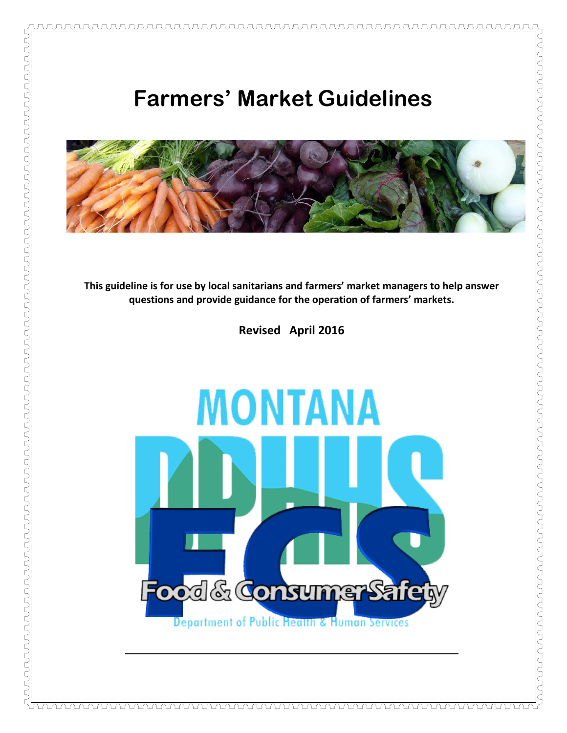# Farmers' Market Guidelines

**This guideline is for use by local sanitarians and farmers' market managers to help answer questions and provide guidance for the operation of farmers' markets.**

**Revised April 2016**

MONTANA DPHHS

FCS

Food & Consumer Safety

Department of Public Health & Human Services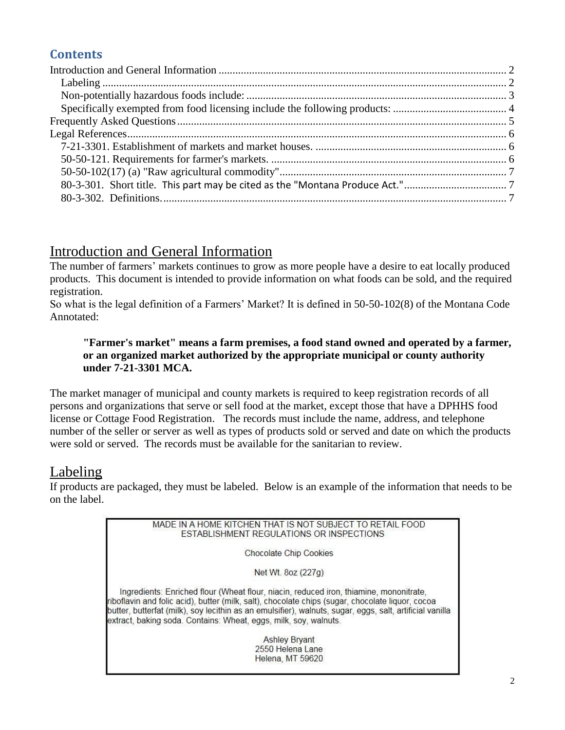## Contents

Introduction and General Information ........................................................................................................ 2
- Labeling ................................................................................................................................................ 2
- Non-potentially hazardous foods include: ............................................................................................ 3
- Specifically exempted from food licensing include the following products: ....................................... 4

Frequently Asked Questions ...................................................................................................................... 5

Legal References........................................................................................................................................ 6
- 7-21-3301. Establishment of markets and market houses. ................................................................... 6
- 50-50-121. Requirements for farmer's markets. .................................................................................... 6
- 50-50-102(17) (a) "Raw agricultural commodity"................................................................................ 7
- 80-3-301. Short title. This part may be cited as the "Montana Produce Act."..................................... 7
- 80-3-302. Definitions............................................................................................................................ 7

# Introduction and General Information

The number of farmers' markets continues to grow as more people have a desire to eat locally produced products. This document is intended to provide information on what foods can be sold, and the required registration.

So what is the legal definition of a Farmers' Market? It is defined in 50-50-102(8) of the Montana Code Annotated:

> **"Farmer's market" means a farm premises, a food stand owned and operated by a farmer, or an organized market authorized by the appropriate municipal or county authority under 7-21-3301 MCA.**

The market manager of municipal and county markets is required to keep registration records of all persons and organizations that serve or sell food at the market, except those that have a DPHHS food license or Cottage Food Registration. The records must include the name, address, and telephone number of the seller or server as well as types of products sold or served and date on which the products were sold or served. The records must be available for the sanitarian to review.

## Labeling

If products are packaged, they must be labeled. Below is an example of the information that needs to be on the label.

> MADE IN A HOME KITCHEN THAT IS NOT SUBJECT TO RETAIL FOOD ESTABLISHMENT REGULATIONS OR INSPECTIONS
>
> Chocolate Chip Cookies
>
> Net Wt. 8oz (227g)
>
> Ingredients: Enriched flour (Wheat flour, niacin, reduced iron, thiamine, mononitrate, riboflavin and folic acid), butter (milk, salt), chocolate chips (sugar, chocolate liquor, cocoa butter, butterfat (milk), soy lecithin as an emulsifier), walnuts, sugar, eggs, salt, artificial vanilla extract, baking soda. Contains: Wheat, eggs, milk, soy, walnuts.
>
> Ashley Bryant
> 2550 Helena Lane
> Helena, MT 59620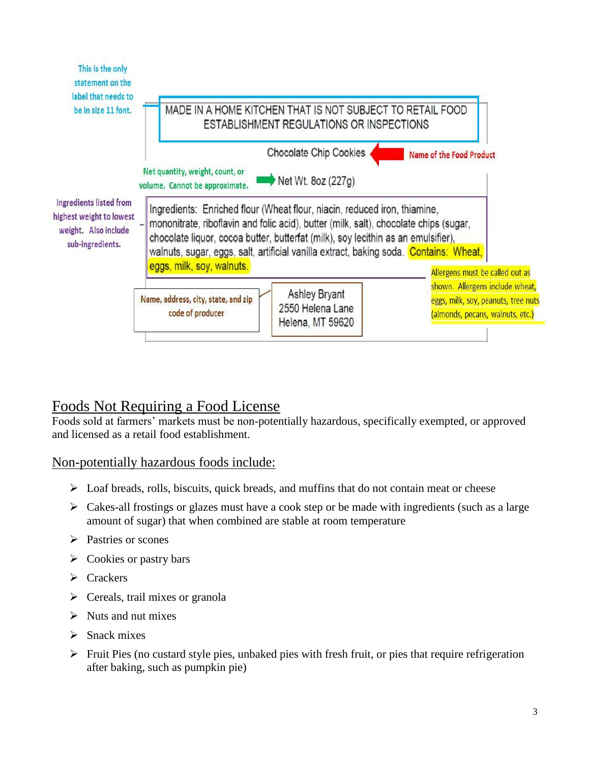This is the only statement on the label that needs to be in size 11 font.

MADE IN A HOME KITCHEN THAT IS NOT SUBJECT TO RETAIL FOOD ESTABLISHMENT REGULATIONS OR INSPECTIONS

Chocolate Chip Cookies — Name of the Food Product

Net quantity, weight, count, or volume. Cannot be approximate. — Net Wt. 8oz (227g)

Ingredients listed from highest weight to lowest weight. Also include sub-ingredients.

Ingredients: Enriched flour (Wheat flour, niacin, reduced iron, thiamine, mononitrate, riboflavin and folic acid), butter (milk, salt), chocolate chips (sugar, chocolate liquor, cocoa butter, butterfat (milk), soy lecithin as an emulsifier), walnuts, sugar, eggs, salt, artificial vanilla extract, baking soda. Contains: Wheat, eggs, milk, soy, walnuts.

Allergens must be called out as shown. Allergens include wheat, eggs, milk, soy, peanuts, tree nuts (almonds, pecans, walnuts, etc.)

Name, address, city, state, and zip code of producer

Ashley Bryant
2550 Helena Lane
Helena, MT 59620

## Foods Not Requiring a Food License

Foods sold at farmers' markets must be non-potentially hazardous, specifically exempted, or approved and licensed as a retail food establishment.

### Non-potentially hazardous foods include:

- Loaf breads, rolls, biscuits, quick breads, and muffins that do not contain meat or cheese
- Cakes-all frostings or glazes must have a cook step or be made with ingredients (such as a large amount of sugar) that when combined are stable at room temperature
- Pastries or scones
- Cookies or pastry bars
- Crackers
- Cereals, trail mixes or granola
- Nuts and nut mixes
- Snack mixes
- Fruit Pies (no custard style pies, unbaked pies with fresh fruit, or pies that require refrigeration after baking, such as pumpkin pie)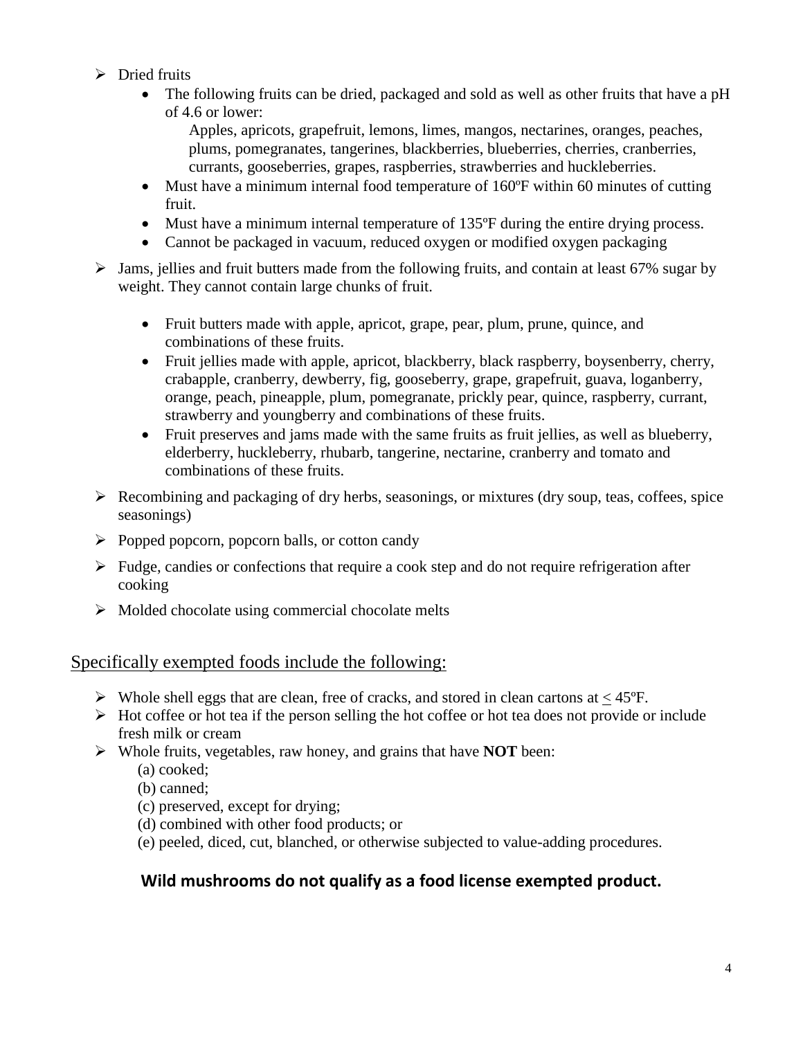- Dried fruits
  - The following fruits can be dried, packaged and sold as well as other fruits that have a pH of 4.6 or lower:

    Apples, apricots, grapefruit, lemons, limes, mangos, nectarines, oranges, peaches, plums, pomegranates, tangerines, blackberries, blueberries, cherries, cranberries, currants, gooseberries, grapes, raspberries, strawberries and huckleberries.
  - Must have a minimum internal food temperature of 160ºF within 60 minutes of cutting fruit.
  - Must have a minimum internal temperature of 135ºF during the entire drying process.
  - Cannot be packaged in vacuum, reduced oxygen or modified oxygen packaging
- Jams, jellies and fruit butters made from the following fruits, and contain at least 67% sugar by weight. They cannot contain large chunks of fruit.
  - Fruit butters made with apple, apricot, grape, pear, plum, prune, quince, and combinations of these fruits.
  - Fruit jellies made with apple, apricot, blackberry, black raspberry, boysenberry, cherry, crabapple, cranberry, dewberry, fig, gooseberry, grape, grapefruit, guava, loganberry, orange, peach, pineapple, plum, pomegranate, prickly pear, quince, raspberry, currant, strawberry and youngberry and combinations of these fruits.
  - Fruit preserves and jams made with the same fruits as fruit jellies, as well as blueberry, elderberry, huckleberry, rhubarb, tangerine, nectarine, cranberry and tomato and combinations of these fruits.
- Recombining and packaging of dry herbs, seasonings, or mixtures (dry soup, teas, coffees, spice seasonings)
- Popped popcorn, popcorn balls, or cotton candy
- Fudge, candies or confections that require a cook step and do not require refrigeration after cooking
- Molded chocolate using commercial chocolate melts

## Specifically exempted foods include the following:

- Whole shell eggs that are clean, free of cracks, and stored in clean cartons at ≤ 45ºF.
- Hot coffee or hot tea if the person selling the hot coffee or hot tea does not provide or include fresh milk or cream
- Whole fruits, vegetables, raw honey, and grains that have **NOT** been:

  (a) cooked;

  (b) canned;

  (c) preserved, except for drying;

  (d) combined with other food products; or

  (e) peeled, diced, cut, blanched, or otherwise subjected to value-adding procedures.

**Wild mushrooms do not qualify as a food license exempted product.**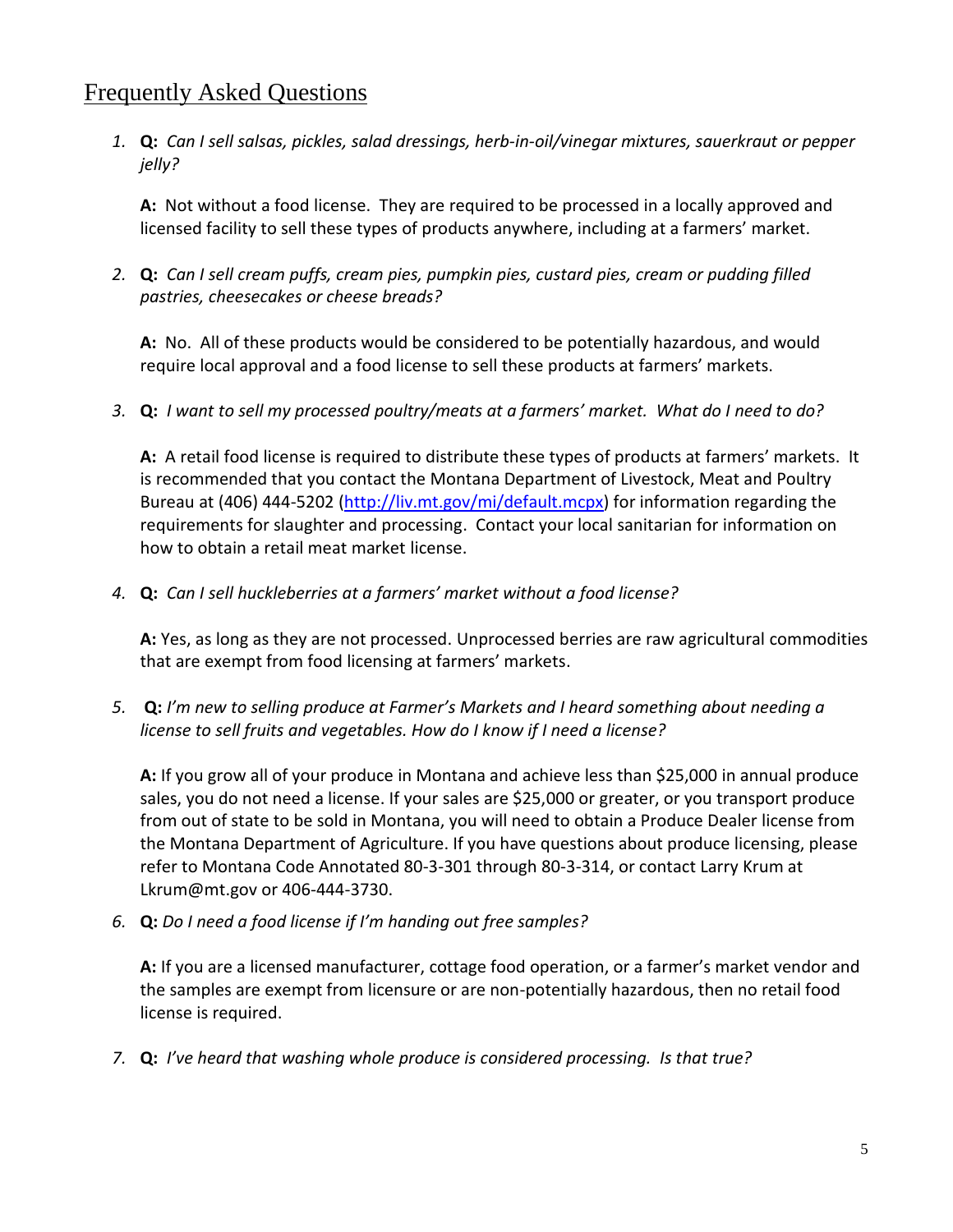## Frequently Asked Questions

1. **Q:** *Can I sell salsas, pickles, salad dressings, herb-in-oil/vinegar mixtures, sauerkraut or pepper jelly?*

   **A:** Not without a food license. They are required to be processed in a locally approved and licensed facility to sell these types of products anywhere, including at a farmers' market.

2. **Q:** *Can I sell cream puffs, cream pies, pumpkin pies, custard pies, cream or pudding filled pastries, cheesecakes or cheese breads?*

   **A:** No. All of these products would be considered to be potentially hazardous, and would require local approval and a food license to sell these products at farmers' markets.

3. **Q:** *I want to sell my processed poultry/meats at a farmers' market. What do I need to do?*

   **A:** A retail food license is required to distribute these types of products at farmers' markets. It is recommended that you contact the Montana Department of Livestock, Meat and Poultry Bureau at (406) 444-5202 ([http://liv.mt.gov/mi/default.mcpx](http://liv.mt.gov/mi/default.mcpx)) for information regarding the requirements for slaughter and processing. Contact your local sanitarian for information on how to obtain a retail meat market license.

4. **Q:** *Can I sell huckleberries at a farmers' market without a food license?*

   **A:** Yes, as long as they are not processed. Unprocessed berries are raw agricultural commodities that are exempt from food licensing at farmers' markets.

5. **Q:** *I'm new to selling produce at Farmer's Markets and I heard something about needing a license to sell fruits and vegetables. How do I know if I need a license?*

   **A:** If you grow all of your produce in Montana and achieve less than $25,000 in annual produce sales, you do not need a license. If your sales are $25,000 or greater, or you transport produce from out of state to be sold in Montana, you will need to obtain a Produce Dealer license from the Montana Department of Agriculture. If you have questions about produce licensing, please refer to Montana Code Annotated 80-3-301 through 80-3-314, or contact Larry Krum at Lkrum@mt.gov or 406-444-3730.

6. **Q:** *Do I need a food license if I'm handing out free samples?*

   **A:** If you are a licensed manufacturer, cottage food operation, or a farmer's market vendor and the samples are exempt from licensure or are non-potentially hazardous, then no retail food license is required.

7. **Q:** *I've heard that washing whole produce is considered processing. Is that true?*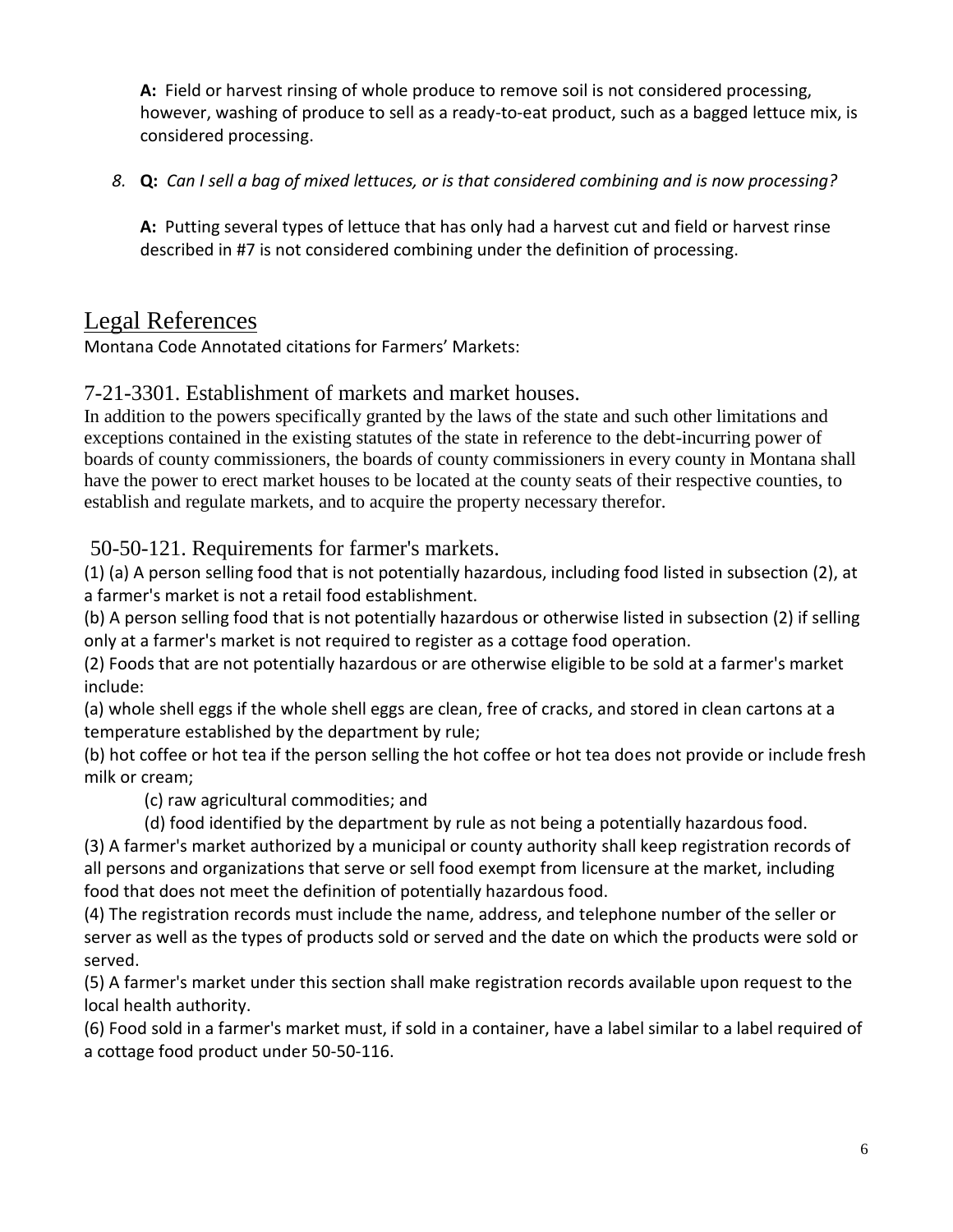**A:** Field or harvest rinsing of whole produce to remove soil is not considered processing, however, washing of produce to sell as a ready-to-eat product, such as a bagged lettuce mix, is considered processing.

8. **Q:** *Can I sell a bag of mixed lettuces, or is that considered combining and is now processing?*

   **A:** Putting several types of lettuce that has only had a harvest cut and field or harvest rinse described in #7 is not considered combining under the definition of processing.

## Legal References

Montana Code Annotated citations for Farmers' Markets:

### 7-21-3301. Establishment of markets and market houses.

In addition to the powers specifically granted by the laws of the state and such other limitations and exceptions contained in the existing statutes of the state in reference to the debt-incurring power of boards of county commissioners, the boards of county commissioners in every county in Montana shall have the power to erect market houses to be located at the county seats of their respective counties, to establish and regulate markets, and to acquire the property necessary therefor.

### 50-50-121. Requirements for farmer's markets.

(1) (a) A person selling food that is not potentially hazardous, including food listed in subsection (2), at a farmer's market is not a retail food establishment.

(b) A person selling food that is not potentially hazardous or otherwise listed in subsection (2) if selling only at a farmer's market is not required to register as a cottage food operation.

(2) Foods that are not potentially hazardous or are otherwise eligible to be sold at a farmer's market include:

(a) whole shell eggs if the whole shell eggs are clean, free of cracks, and stored in clean cartons at a temperature established by the department by rule;

(b) hot coffee or hot tea if the person selling the hot coffee or hot tea does not provide or include fresh milk or cream;

(c) raw agricultural commodities; and

(d) food identified by the department by rule as not being a potentially hazardous food.

(3) A farmer's market authorized by a municipal or county authority shall keep registration records of all persons and organizations that serve or sell food exempt from licensure at the market, including food that does not meet the definition of potentially hazardous food.

(4) The registration records must include the name, address, and telephone number of the seller or server as well as the types of products sold or served and the date on which the products were sold or served.

(5) A farmer's market under this section shall make registration records available upon request to the local health authority.

(6) Food sold in a farmer's market must, if sold in a container, have a label similar to a label required of a cottage food product under 50-50-116.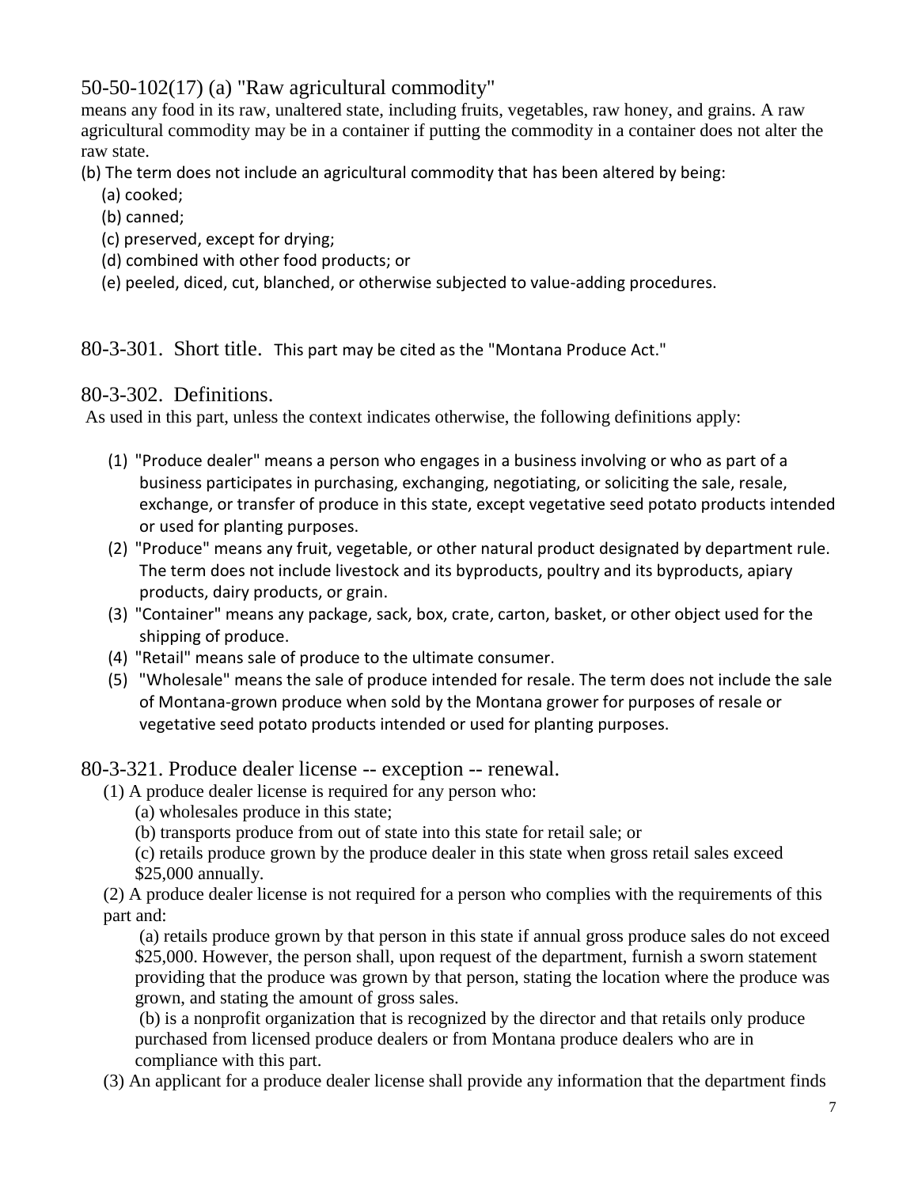## 50-50-102(17) (a) "Raw agricultural commodity"

means any food in its raw, unaltered state, including fruits, vegetables, raw honey, and grains. A raw agricultural commodity may be in a container if putting the commodity in a container does not alter the raw state.

(b) The term does not include an agricultural commodity that has been altered by being:

(a) cooked;

(b) canned;

(c) preserved, except for drying;

(d) combined with other food products; or

(e) peeled, diced, cut, blanched, or otherwise subjected to value-adding procedures.

## 80-3-301. Short title.

This part may be cited as the "Montana Produce Act."

## 80-3-302. Definitions.

As used in this part, unless the context indicates otherwise, the following definitions apply:

(1) "Produce dealer" means a person who engages in a business involving or who as part of a business participates in purchasing, exchanging, negotiating, or soliciting the sale, resale, exchange, or transfer of produce in this state, except vegetative seed potato products intended or used for planting purposes.

(2) "Produce" means any fruit, vegetable, or other natural product designated by department rule. The term does not include livestock and its byproducts, poultry and its byproducts, apiary products, dairy products, or grain.

(3) "Container" means any package, sack, box, crate, carton, basket, or other object used for the shipping of produce.

(4) "Retail" means sale of produce to the ultimate consumer.

(5) "Wholesale" means the sale of produce intended for resale. The term does not include the sale of Montana-grown produce when sold by the Montana grower for purposes of resale or vegetative seed potato products intended or used for planting purposes.

## 80-3-321. Produce dealer license -- exception -- renewal.

(1) A produce dealer license is required for any person who:

(a) wholesales produce in this state;

(b) transports produce from out of state into this state for retail sale; or

(c) retails produce grown by the produce dealer in this state when gross retail sales exceed $25,000 annually.

(2) A produce dealer license is not required for a person who complies with the requirements of this part and:

(a) retails produce grown by that person in this state if annual gross produce sales do not exceed $25,000. However, the person shall, upon request of the department, furnish a sworn statement providing that the produce was grown by that person, stating the location where the produce was grown, and stating the amount of gross sales.

(b) is a nonprofit organization that is recognized by the director and that retails only produce purchased from licensed produce dealers or from Montana produce dealers who are in compliance with this part.

(3) An applicant for a produce dealer license shall provide any information that the department finds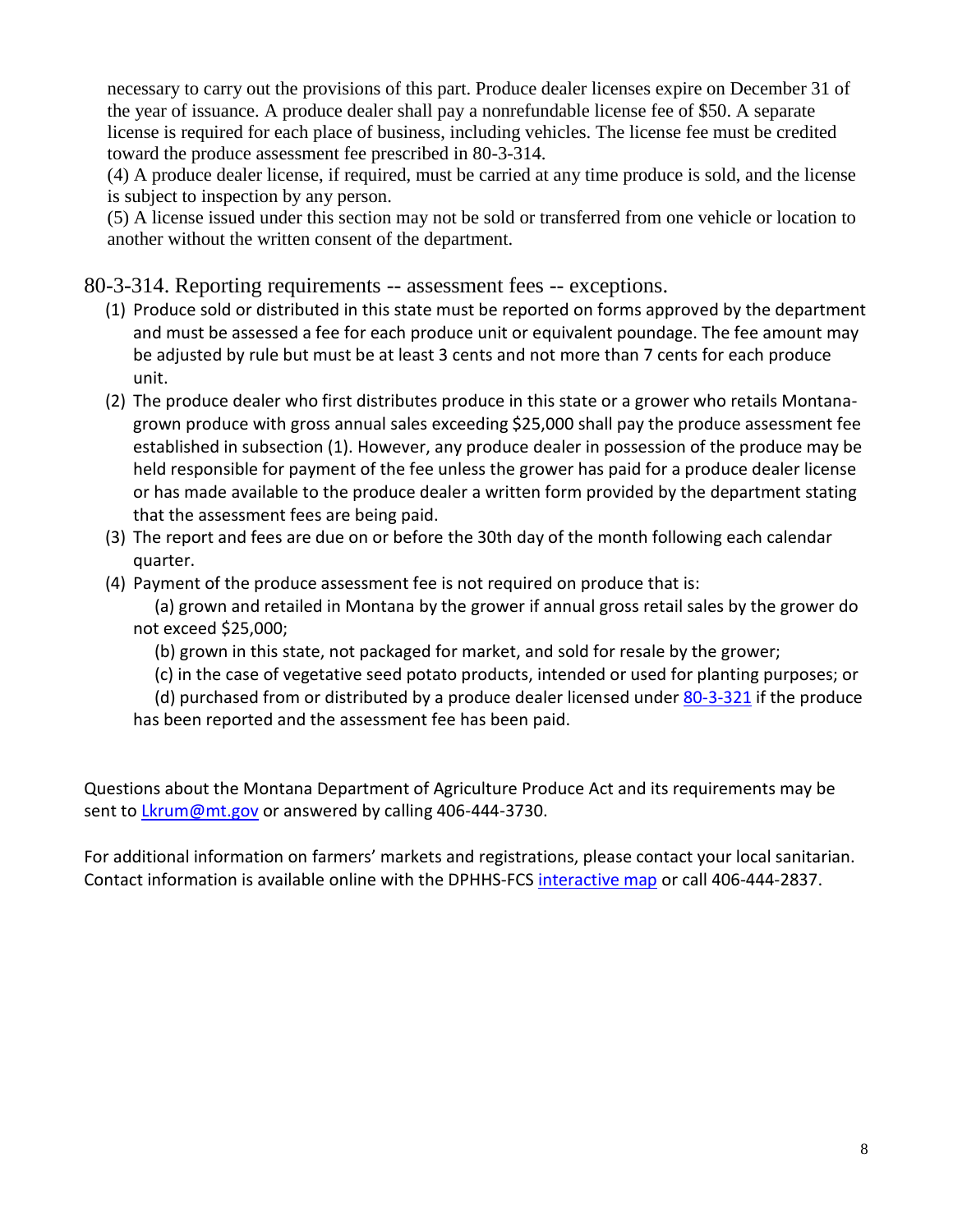necessary to carry out the provisions of this part. Produce dealer licenses expire on December 31 of the year of issuance. A produce dealer shall pay a nonrefundable license fee of $50. A separate license is required for each place of business, including vehicles. The license fee must be credited toward the produce assessment fee prescribed in 80-3-314.

(4) A produce dealer license, if required, must be carried at any time produce is sold, and the license is subject to inspection by any person.

(5) A license issued under this section may not be sold or transferred from one vehicle or location to another without the written consent of the department.

## 80-3-314. Reporting requirements -- assessment fees -- exceptions.

(1) Produce sold or distributed in this state must be reported on forms approved by the department and must be assessed a fee for each produce unit or equivalent poundage. The fee amount may be adjusted by rule but must be at least 3 cents and not more than 7 cents for each produce unit.

(2) The produce dealer who first distributes produce in this state or a grower who retails Montana-grown produce with gross annual sales exceeding $25,000 shall pay the produce assessment fee established in subsection (1). However, any produce dealer in possession of the produce may be held responsible for payment of the fee unless the grower has paid for a produce dealer license or has made available to the produce dealer a written form provided by the department stating that the assessment fees are being paid.

(3) The report and fees are due on or before the 30th day of the month following each calendar quarter.

(4) Payment of the produce assessment fee is not required on produce that is:

(a) grown and retailed in Montana by the grower if annual gross retail sales by the grower do not exceed $25,000;

(b) grown in this state, not packaged for market, and sold for resale by the grower;

(c) in the case of vegetative seed potato products, intended or used for planting purposes; or

(d) purchased from or distributed by a produce dealer licensed under 80-3-321 if the produce has been reported and the assessment fee has been paid.

Questions about the Montana Department of Agriculture Produce Act and its requirements may be sent to Lkrum@mt.gov or answered by calling 406-444-3730.

For additional information on farmers' markets and registrations, please contact your local sanitarian. Contact information is available online with the DPHHS-FCS interactive map or call 406-444-2837.